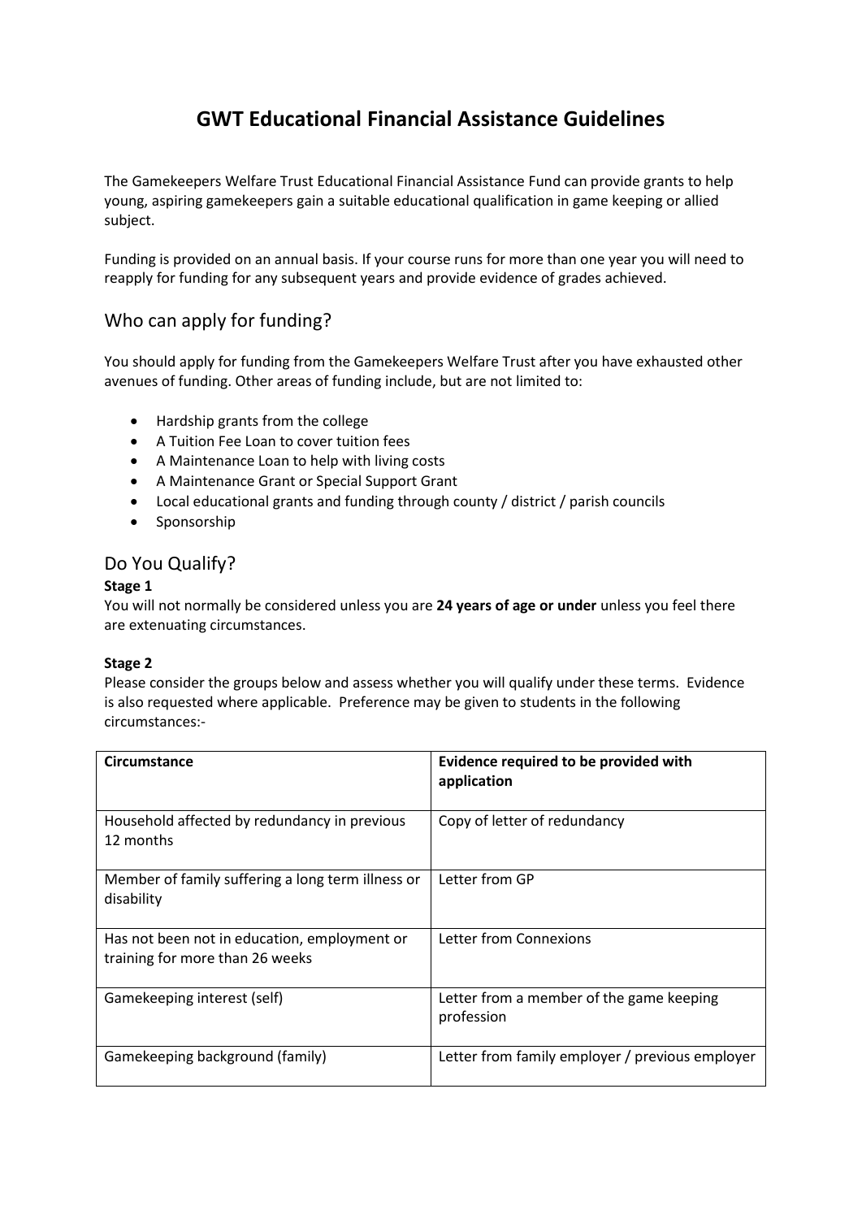# GWT Educational Financial Assistance Guidelines

The Gamekeepers Welfare Trust Educational Financial Assistance Fund can provide grants to help young, aspiring gamekeepers gain a suitable educational qualification in game keeping or allied subject.

Funding is provided on an annual basis. If your course runs for more than one year you will need to reapply for funding for any subsequent years and provide evidence of grades achieved.

## Who can apply for funding?

You should apply for funding from the Gamekeepers Welfare Trust after you have exhausted other avenues of funding. Other areas of funding include, but are not limited to:

- Hardship grants from the college
- A Tuition Fee Loan to cover tuition fees
- A Maintenance Loan to help with living costs
- A Maintenance Grant or Special Support Grant
- Local educational grants and funding through county / district / parish councils
- Sponsorship

## Do You Qualify?

**Stage 1**

You will not normally be considered unless you are **24 years of age or under** unless you feel there are extenuating circumstances.

**Stage 2**

Please consider the groups below and assess whether you will qualify under these terms. Evidence is also requested where applicable. Preference may be given to students in the following circumstances:-

| Circumstance | Evidence required to be provided with application |
|---|---|
| Household affected by redundancy in previous 12 months | Copy of letter of redundancy |
| Member of family suffering a long term illness or disability | Letter from GP |
| Has not been not in education, employment or training for more than 26 weeks | Letter from Connexions |
| Gamekeeping interest (self) | Letter from a member of the game keeping profession |
| Gamekeeping background (family) | Letter from family employer / previous employer |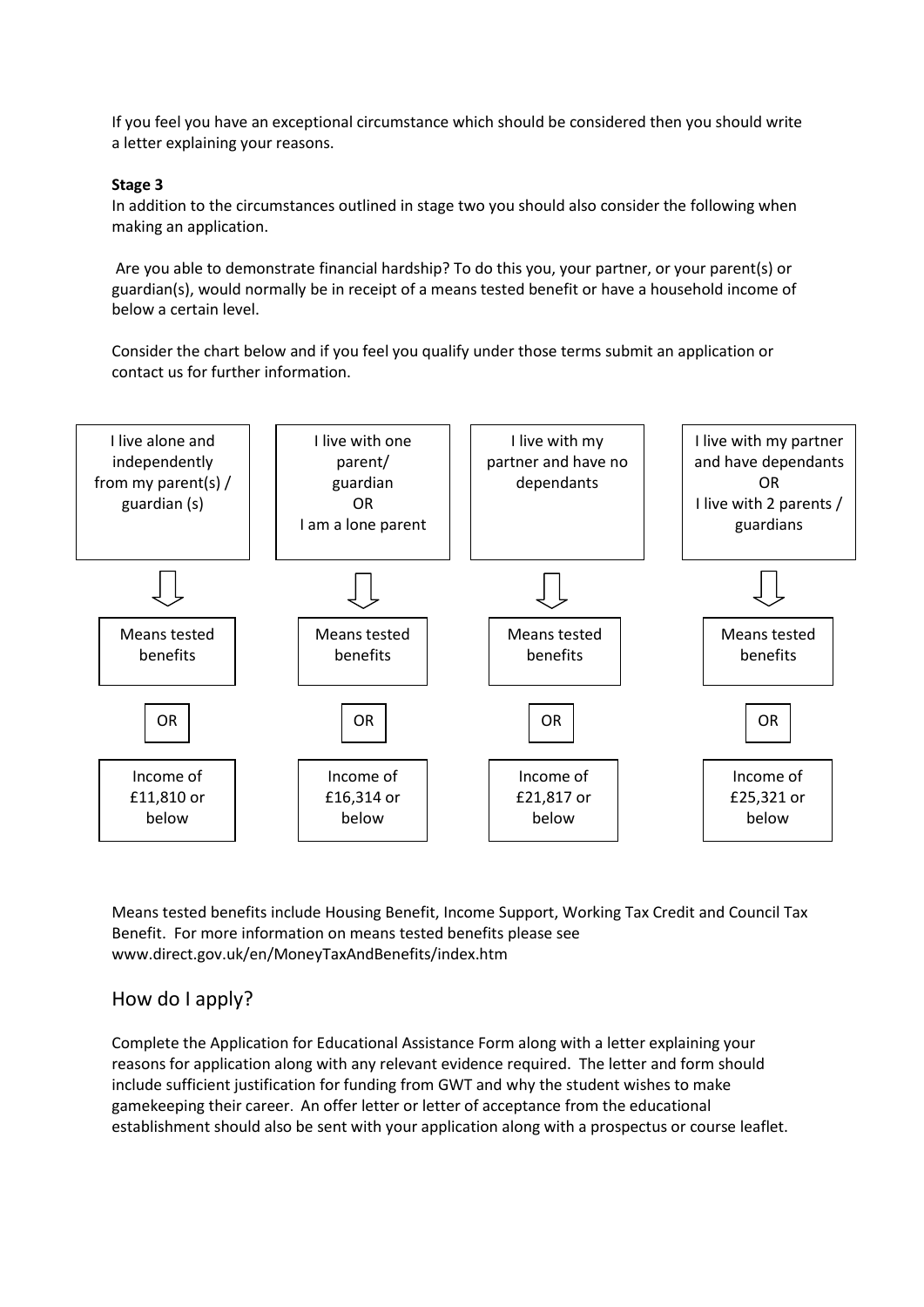If you feel you have an exceptional circumstance which should be considered then you should write a letter explaining your reasons.

**Stage 3**

In addition to the circumstances outlined in stage two you should also consider the following when making an application.

Are you able to demonstrate financial hardship? To do this you, your partner, or your parent(s) or guardian(s), would normally be in receipt of a means tested benefit or have a household income of below a certain level.

Consider the chart below and if you feel you qualify under those terms submit an application or contact us for further information.

| I live alone and independently from my parent(s) / guardian (s) | I live with one parent/ guardian OR I am a lone parent | I live with my partner and have no dependants | I live with my partner and have dependants OR I live with 2 parents / guardians |
|---|---|---|---|
| Means tested benefits | Means tested benefits | Means tested benefits | Means tested benefits |
| OR | OR | OR | OR |
| Income of £11,810 or below | Income of £16,314 or below | Income of £21,817 or below | Income of £25,321 or below |

Means tested benefits include Housing Benefit, Income Support, Working Tax Credit and Council Tax Benefit. For more information on means tested benefits please see www.direct.gov.uk/en/MoneyTaxAndBenefits/index.htm

## How do I apply?

Complete the Application for Educational Assistance Form along with a letter explaining your reasons for application along with any relevant evidence required. The letter and form should include sufficient justification for funding from GWT and why the student wishes to make gamekeeping their career. An offer letter or letter of acceptance from the educational establishment should also be sent with your application along with a prospectus or course leaflet.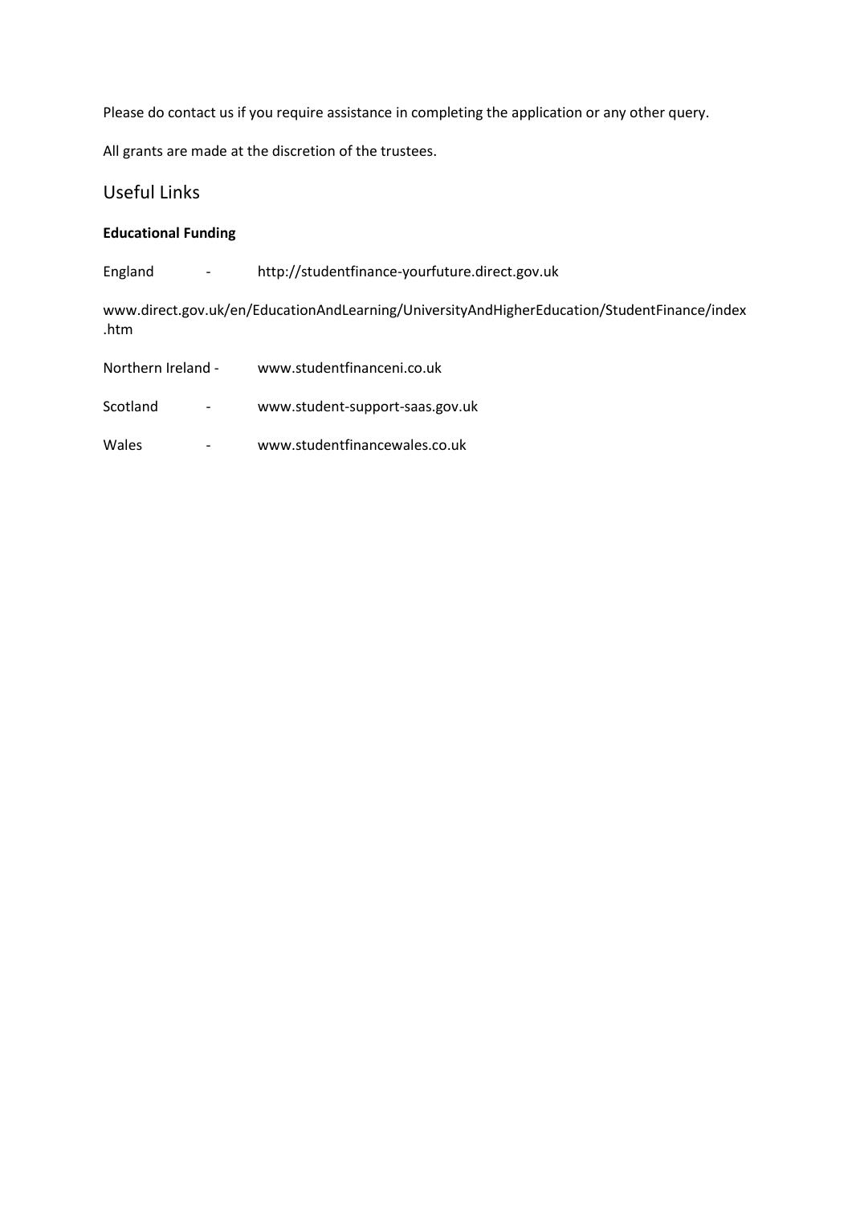Please do contact us if you require assistance in completing the application or any other query.

All grants are made at the discretion of the trustees.

## Useful Links

**Educational Funding**

England - http://studentfinance-yourfuture.direct.gov.uk

www.direct.gov.uk/en/EducationAndLearning/UniversityAndHigherEducation/StudentFinance/index.htm

Northern Ireland - www.studentfinanceni.co.uk

Scotland - www.student-support-saas.gov.uk

Wales - www.studentfinancewales.co.uk